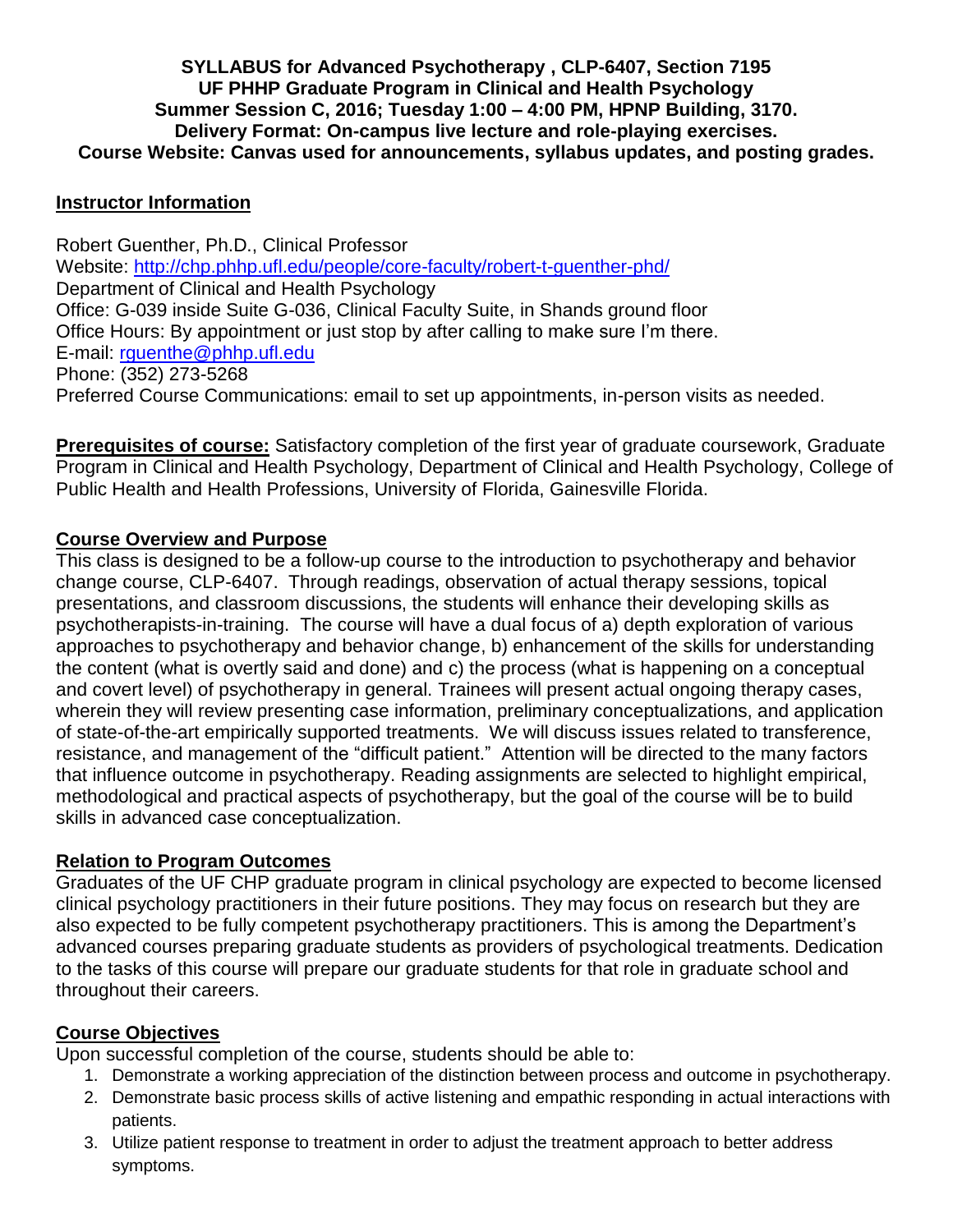**SYLLABUS for Advanced Psychotherapy , CLP-6407, Section 7195**
**UF PHHP Graduate Program in Clinical and Health Psychology**
**Summer Session C, 2016; Tuesday 1:00 – 4:00 PM, HPNP Building, 3170.**
**Delivery Format: On-campus live lecture and role-playing exercises.**
**Course Website: Canvas used for announcements, syllabus updates, and posting grades.**

## Instructor Information

Robert Guenther, Ph.D., Clinical Professor
Website: http://chp.phhp.ufl.edu/people/core-faculty/robert-t-guenther-phd/
Department of Clinical and Health Psychology
Office: G-039 inside Suite G-036, Clinical Faculty Suite, in Shands ground floor
Office Hours: By appointment or just stop by after calling to make sure I'm there.
E-mail: rguenthe@phhp.ufl.edu
Phone: (352) 273-5268
Preferred Course Communications: email to set up appointments, in-person visits as needed.

**Prerequisites of course:** Satisfactory completion of the first year of graduate coursework, Graduate Program in Clinical and Health Psychology, Department of Clinical and Health Psychology, College of Public Health and Health Professions, University of Florida, Gainesville Florida.

## Course Overview and Purpose

This class is designed to be a follow-up course to the introduction to psychotherapy and behavior change course, CLP-6407. Through readings, observation of actual therapy sessions, topical presentations, and classroom discussions, the students will enhance their developing skills as psychotherapists-in-training. The course will have a dual focus of a) depth exploration of various approaches to psychotherapy and behavior change, b) enhancement of the skills for understanding the content (what is overtly said and done) and c) the process (what is happening on a conceptual and covert level) of psychotherapy in general. Trainees will present actual ongoing therapy cases, wherein they will review presenting case information, preliminary conceptualizations, and application of state-of-the-art empirically supported treatments. We will discuss issues related to transference, resistance, and management of the "difficult patient." Attention will be directed to the many factors that influence outcome in psychotherapy. Reading assignments are selected to highlight empirical, methodological and practical aspects of psychotherapy, but the goal of the course will be to build skills in advanced case conceptualization.

## Relation to Program Outcomes

Graduates of the UF CHP graduate program in clinical psychology are expected to become licensed clinical psychology practitioners in their future positions. They may focus on research but they are also expected to be fully competent psychotherapy practitioners. This is among the Department's advanced courses preparing graduate students as providers of psychological treatments. Dedication to the tasks of this course will prepare our graduate students for that role in graduate school and throughout their careers.

## Course Objectives

Upon successful completion of the course, students should be able to:

1. Demonstrate a working appreciation of the distinction between process and outcome in psychotherapy.
2. Demonstrate basic process skills of active listening and empathic responding in actual interactions with patients.
3. Utilize patient response to treatment in order to adjust the treatment approach to better address symptoms.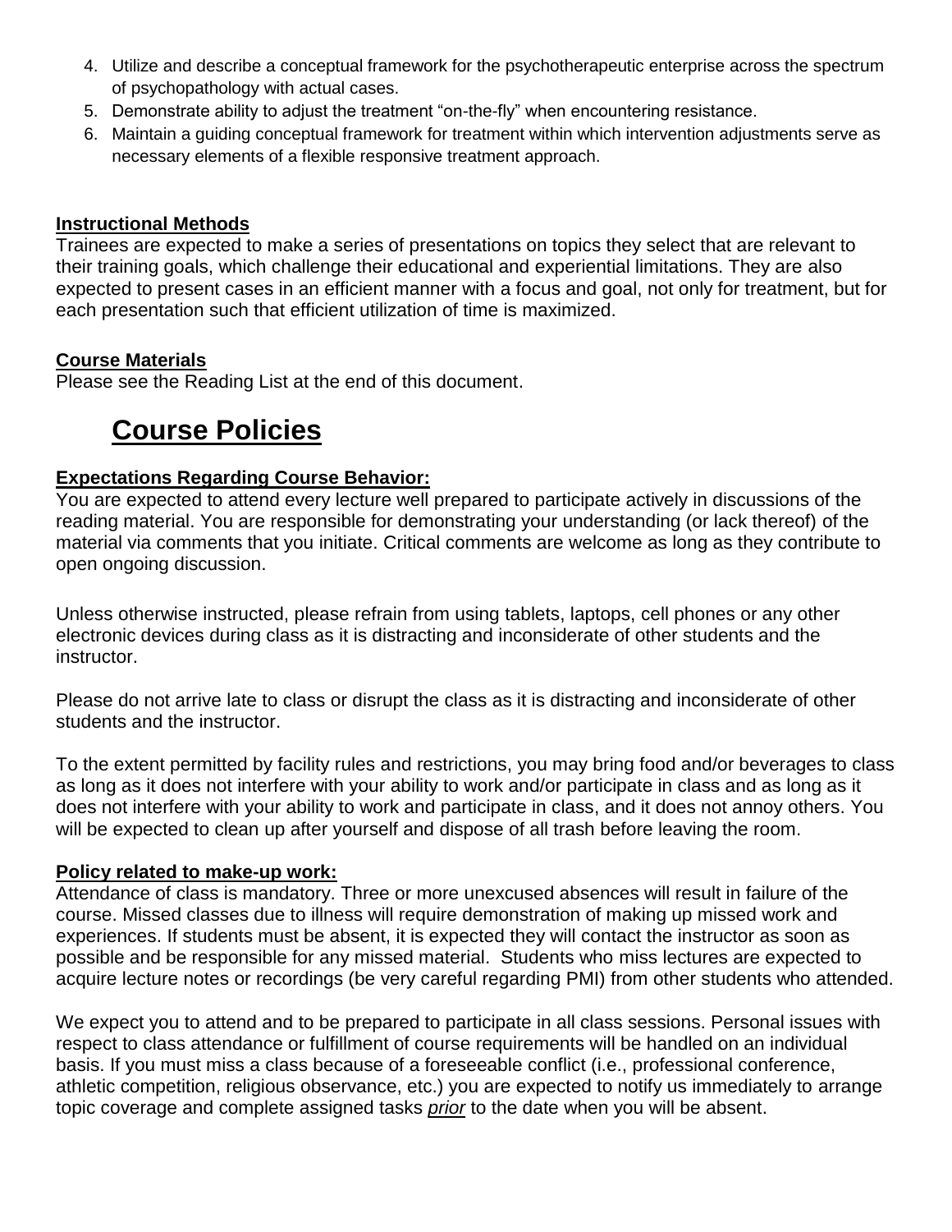4. Utilize and describe a conceptual framework for the psychotherapeutic enterprise across the spectrum of psychopathology with actual cases.
5. Demonstrate ability to adjust the treatment "on-the-fly" when encountering resistance.
6. Maintain a guiding conceptual framework for treatment within which intervention adjustments serve as necessary elements of a flexible responsive treatment approach.

**Instructional Methods**

Trainees are expected to make a series of presentations on topics they select that are relevant to their training goals, which challenge their educational and experiential limitations. They are also expected to present cases in an efficient manner with a focus and goal, not only for treatment, but for each presentation such that efficient utilization of time is maximized.

**Course Materials**

Please see the Reading List at the end of this document.

# Course Policies

**Expectations Regarding Course Behavior:**

You are expected to attend every lecture well prepared to participate actively in discussions of the reading material. You are responsible for demonstrating your understanding (or lack thereof) of the material via comments that you initiate. Critical comments are welcome as long as they contribute to open ongoing discussion.

Unless otherwise instructed, please refrain from using tablets, laptops, cell phones or any other electronic devices during class as it is distracting and inconsiderate of other students and the instructor.

Please do not arrive late to class or disrupt the class as it is distracting and inconsiderate of other students and the instructor.

To the extent permitted by facility rules and restrictions, you may bring food and/or beverages to class as long as it does not interfere with your ability to work and/or participate in class and as long as it does not interfere with your ability to work and participate in class, and it does not annoy others. You will be expected to clean up after yourself and dispose of all trash before leaving the room.

**Policy related to make-up work:**

Attendance of class is mandatory. Three or more unexcused absences will result in failure of the course. Missed classes due to illness will require demonstration of making up missed work and experiences. If students must be absent, it is expected they will contact the instructor as soon as possible and be responsible for any missed material. Students who miss lectures are expected to acquire lecture notes or recordings (be very careful regarding PMI) from other students who attended.

We expect you to attend and to be prepared to participate in all class sessions. Personal issues with respect to class attendance or fulfillment of course requirements will be handled on an individual basis. If you must miss a class because of a foreseeable conflict (i.e., professional conference, athletic competition, religious observance, etc.) you are expected to notify us immediately to arrange topic coverage and complete assigned tasks ***prior*** to the date when you will be absent.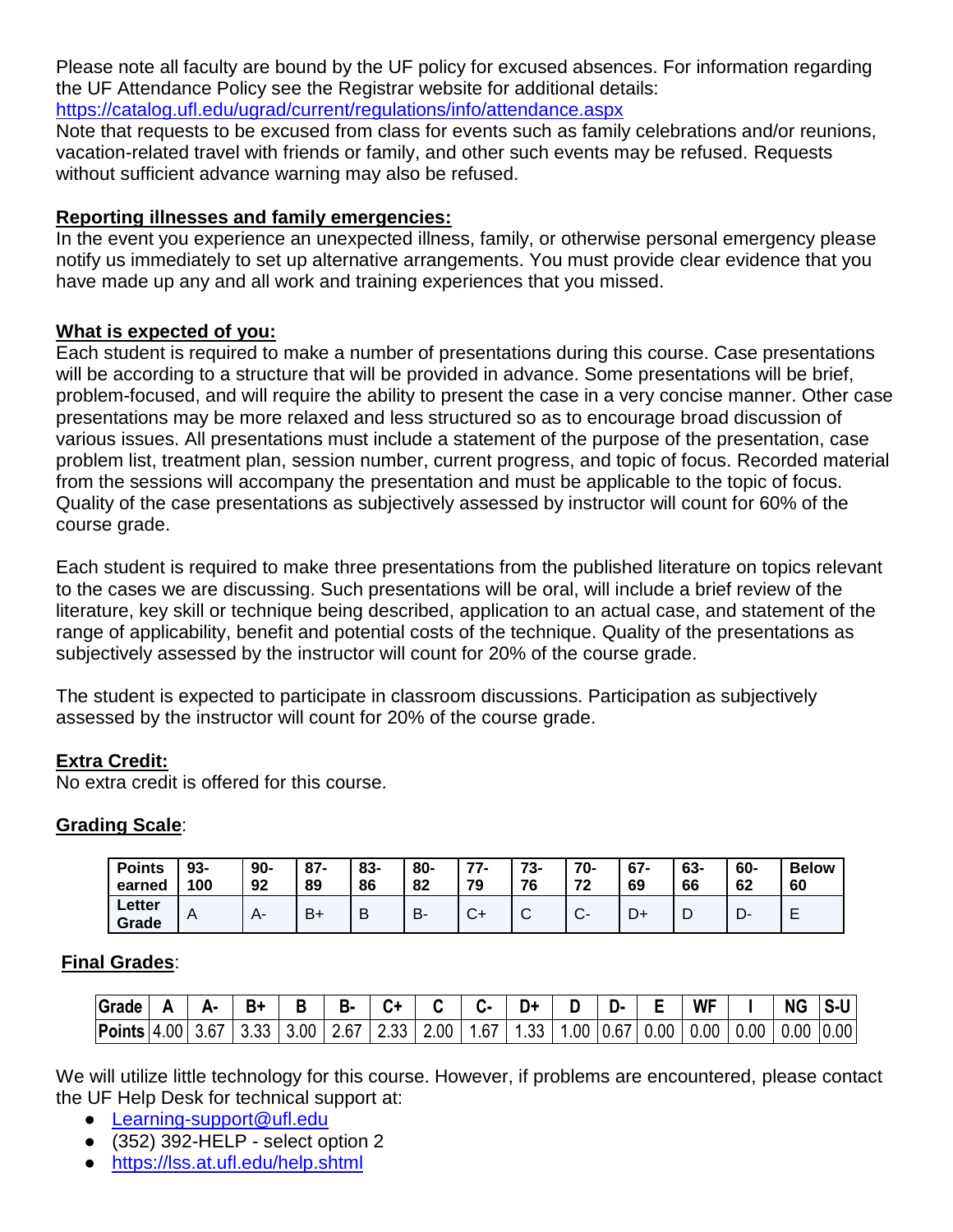Please note all faculty are bound by the UF policy for excused absences. For information regarding the UF Attendance Policy see the Registrar website for additional details: https://catalog.ufl.edu/ugrad/current/regulations/info/attendance.aspx
Note that requests to be excused from class for events such as family celebrations and/or reunions, vacation-related travel with friends or family, and other such events may be refused. Requests without sufficient advance warning may also be refused.

**Reporting illnesses and family emergencies:**
In the event you experience an unexpected illness, family, or otherwise personal emergency please notify us immediately to set up alternative arrangements. You must provide clear evidence that you have made up any and all work and training experiences that you missed.

**What is expected of you:**
Each student is required to make a number of presentations during this course. Case presentations will be according to a structure that will be provided in advance. Some presentations will be brief, problem-focused, and will require the ability to present the case in a very concise manner. Other case presentations may be more relaxed and less structured so as to encourage broad discussion of various issues. All presentations must include a statement of the purpose of the presentation, case problem list, treatment plan, session number, current progress, and topic of focus. Recorded material from the sessions will accompany the presentation and must be applicable to the topic of focus. Quality of the case presentations as subjectively assessed by instructor will count for 60% of the course grade.

Each student is required to make three presentations from the published literature on topics relevant to the cases we are discussing. Such presentations will be oral, will include a brief review of the literature, key skill or technique being described, application to an actual case, and statement of the range of applicability, benefit and potential costs of the technique. Quality of the presentations as subjectively assessed by the instructor will count for 20% of the course grade.

The student is expected to participate in classroom discussions. Participation as subjectively assessed by the instructor will count for 20% of the course grade.

**Extra Credit:**
No extra credit is offered for this course.

**Grading Scale**:

| Points earned | 93-100 | 90-92 | 87-89 | 83-86 | 80-82 | 77-79 | 73-76 | 70-72 | 67-69 | 63-66 | 60-62 | Below 60 |
|---|---|---|---|---|---|---|---|---|---|---|---|---|
| Letter Grade | A | A- | B+ | B | B- | C+ | C | C- | D+ | D | D- | E |

**Final Grades**:

| Grade | A | A- | B+ | B | B- | C+ | C | C- | D+ | D | D- | E | WF | I | NG | S-U |
|---|---|---|---|---|---|---|---|---|---|---|---|---|---|---|---|---|
| Points | 4.00 | 3.67 | 3.33 | 3.00 | 2.67 | 2.33 | 2.00 | 1.67 | 1.33 | 1.00 | 0.67 | 0.00 | 0.00 | 0.00 | 0.00 | 0.00 |

We will utilize little technology for this course. However, if problems are encountered, please contact the UF Help Desk for technical support at:

- Learning-support@ufl.edu
- (352) 392-HELP - select option 2
- https://lss.at.ufl.edu/help.shtml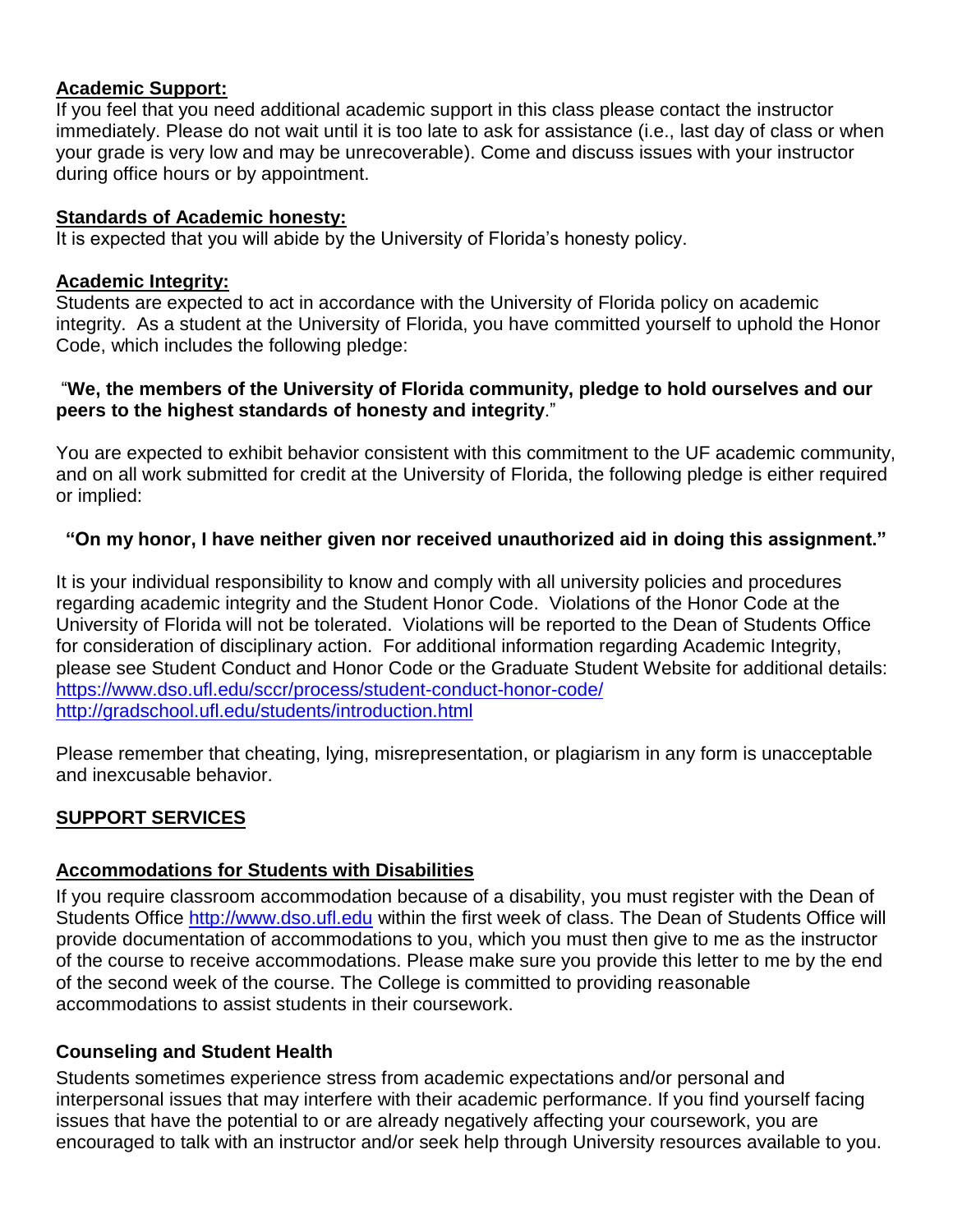**Academic Support:**

If you feel that you need additional academic support in this class please contact the instructor immediately. Please do not wait until it is too late to ask for assistance (i.e., last day of class or when your grade is very low and may be unrecoverable). Come and discuss issues with your instructor during office hours or by appointment.

**Standards of Academic honesty:**

It is expected that you will abide by the University of Florida's honesty policy.

**Academic Integrity:**

Students are expected to act in accordance with the University of Florida policy on academic integrity. As a student at the University of Florida, you have committed yourself to uphold the Honor Code, which includes the following pledge:

"**We, the members of the University of Florida community, pledge to hold ourselves and our peers to the highest standards of honesty and integrity**."

You are expected to exhibit behavior consistent with this commitment to the UF academic community, and on all work submitted for credit at the University of Florida, the following pledge is either required or implied:

**"On my honor, I have neither given nor received unauthorized aid in doing this assignment."**

It is your individual responsibility to know and comply with all university policies and procedures regarding academic integrity and the Student Honor Code. Violations of the Honor Code at the University of Florida will not be tolerated. Violations will be reported to the Dean of Students Office for consideration of disciplinary action. For additional information regarding Academic Integrity, please see Student Conduct and Honor Code or the Graduate Student Website for additional details:
https://www.dso.ufl.edu/sccr/process/student-conduct-honor-code/
http://gradschool.ufl.edu/students/introduction.html

Please remember that cheating, lying, misrepresentation, or plagiarism in any form is unacceptable and inexcusable behavior.

## SUPPORT SERVICES

**Accommodations for Students with Disabilities**

If you require classroom accommodation because of a disability, you must register with the Dean of Students Office http://www.dso.ufl.edu within the first week of class. The Dean of Students Office will provide documentation of accommodations to you, which you must then give to me as the instructor of the course to receive accommodations. Please make sure you provide this letter to me by the end of the second week of the course. The College is committed to providing reasonable accommodations to assist students in their coursework.

**Counseling and Student Health**

Students sometimes experience stress from academic expectations and/or personal and interpersonal issues that may interfere with their academic performance. If you find yourself facing issues that have the potential to or are already negatively affecting your coursework, you are encouraged to talk with an instructor and/or seek help through University resources available to you.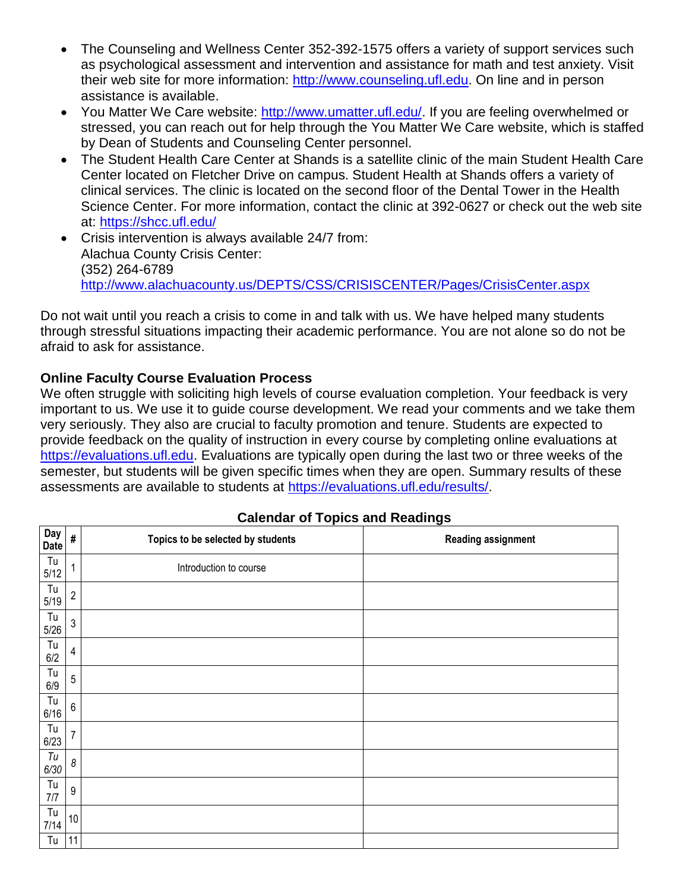- The Counseling and Wellness Center 352-392-1575 offers a variety of support services such as psychological assessment and intervention and assistance for math and test anxiety. Visit their web site for more information: http://www.counseling.ufl.edu. On line and in person assistance is available.
- You Matter We Care website: http://www.umatter.ufl.edu/. If you are feeling overwhelmed or stressed, you can reach out for help through the You Matter We Care website, which is staffed by Dean of Students and Counseling Center personnel.
- The Student Health Care Center at Shands is a satellite clinic of the main Student Health Care Center located on Fletcher Drive on campus. Student Health at Shands offers a variety of clinical services. The clinic is located on the second floor of the Dental Tower in the Health Science Center. For more information, contact the clinic at 392-0627 or check out the web site at: https://shcc.ufl.edu/
- Crisis intervention is always available 24/7 from:
  Alachua County Crisis Center:
  (352) 264-6789
  http://www.alachuacounty.us/DEPTS/CSS/CRISISCENTER/Pages/CrisisCenter.aspx

Do not wait until you reach a crisis to come in and talk with us. We have helped many students through stressful situations impacting their academic performance. You are not alone so do not be afraid to ask for assistance.

## Online Faculty Course Evaluation Process

We often struggle with soliciting high levels of course evaluation completion. Your feedback is very important to us. We use it to guide course development. We read your comments and we take them very seriously. They also are crucial to faculty promotion and tenure. Students are expected to provide feedback on the quality of instruction in every course by completing online evaluations at https://evaluations.ufl.edu. Evaluations are typically open during the last two or three weeks of the semester, but students will be given specific times when they are open. Summary results of these assessments are available to students at https://evaluations.ufl.edu/results/.

## Calendar of Topics and Readings

| Day Date | # | Topics to be selected by students | Reading assignment |
|---|---|---|---|
| Tu 5/12 | 1 | Introduction to course | |
| Tu 5/19 | 2 | | |
| Tu 5/26 | 3 | | |
| Tu 6/2 | 4 | | |
| Tu 6/9 | 5 | | |
| Tu 6/16 | 6 | | |
| Tu 6/23 | 7 | | |
| *Tu 6/30* | *8* | | |
| Tu 7/7 | 9 | | |
| Tu 7/14 | 10 | | |
| Tu | 11 | | |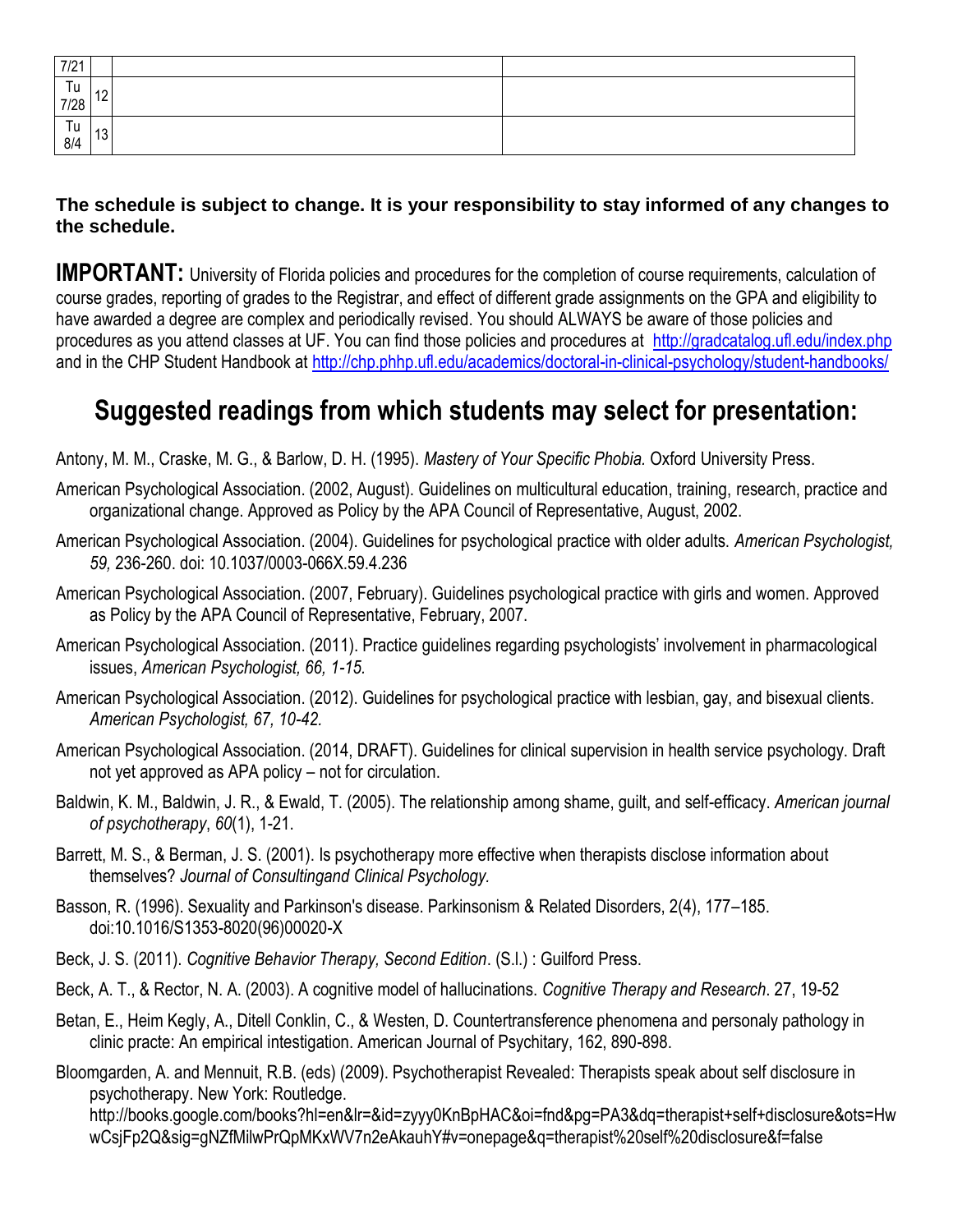| 7/21 | | | |
|---|---|---|---|
| Tu 7/28 | 12 | | |
| Tu 8/4 | 13 | | |

**The schedule is subject to change. It is your responsibility to stay informed of any changes to the schedule.**

**IMPORTANT:** University of Florida policies and procedures for the completion of course requirements, calculation of course grades, reporting of grades to the Registrar, and effect of different grade assignments on the GPA and eligibility to have awarded a degree are complex and periodically revised. You should ALWAYS be aware of those policies and procedures as you attend classes at UF. You can find those policies and procedures at http://gradcatalog.ufl.edu/index.php and in the CHP Student Handbook at http://chp.phhp.ufl.edu/academics/doctoral-in-clinical-psychology/student-handbooks/

# Suggested readings from which students may select for presentation:

Antony, M. M., Craske, M. G., & Barlow, D. H. (1995). *Mastery of Your Specific Phobia.* Oxford University Press.

American Psychological Association. (2002, August). Guidelines on multicultural education, training, research, practice and organizational change. Approved as Policy by the APA Council of Representative, August, 2002.

American Psychological Association. (2004). Guidelines for psychological practice with older adults. *American Psychologist, 59,* 236-260. doi: 10.1037/0003-066X.59.4.236

American Psychological Association. (2007, February). Guidelines psychological practice with girls and women. Approved as Policy by the APA Council of Representative, February, 2007.

American Psychological Association. (2011). Practice guidelines regarding psychologists' involvement in pharmacological issues, *American Psychologist, 66, 1-15.*

American Psychological Association. (2012). Guidelines for psychological practice with lesbian, gay, and bisexual clients. *American Psychologist, 67, 10-42.*

American Psychological Association. (2014, DRAFT). Guidelines for clinical supervision in health service psychology. Draft not yet approved as APA policy – not for circulation.

Baldwin, K. M., Baldwin, J. R., & Ewald, T. (2005). The relationship among shame, guilt, and self-efficacy. *American journal of psychotherapy*, *60*(1), 1-21.

Barrett, M. S., & Berman, J. S. (2001). Is psychotherapy more effective when therapists disclose information about themselves? *Journal of Consultingand Clinical Psychology.*

Basson, R. (1996). Sexuality and Parkinson's disease. Parkinsonism & Related Disorders, 2(4), 177–185. doi:10.1016/S1353-8020(96)00020-X

Beck, J. S. (2011). *Cognitive Behavior Therapy, Second Edition*. (S.l.) : Guilford Press.

Beck, A. T., & Rector, N. A. (2003). A cognitive model of hallucinations. *Cognitive Therapy and Research*. 27, 19-52

Betan, E., Heim Kegly, A., Ditell Conklin, C., & Westen, D. Countertransference phenomena and personaly pathology in clinic practe: An empirical intestigation. American Journal of Psychitary, 162, 890-898.

Bloomgarden, A. and Mennuit, R.B. (eds) (2009). Psychotherapist Revealed: Therapists speak about self disclosure in psychotherapy. New York: Routledge. http://books.google.com/books?hl=en&lr=&id=zyyy0KnBpHAC&oi=fnd&pg=PA3&dq=therapist+self+disclosure&ots=HwwCsjFp2Q&sig=gNZfMilwPrQpMKxWV7n2eAkauhY#v=onepage&q=therapist%20self%20disclosure&f=false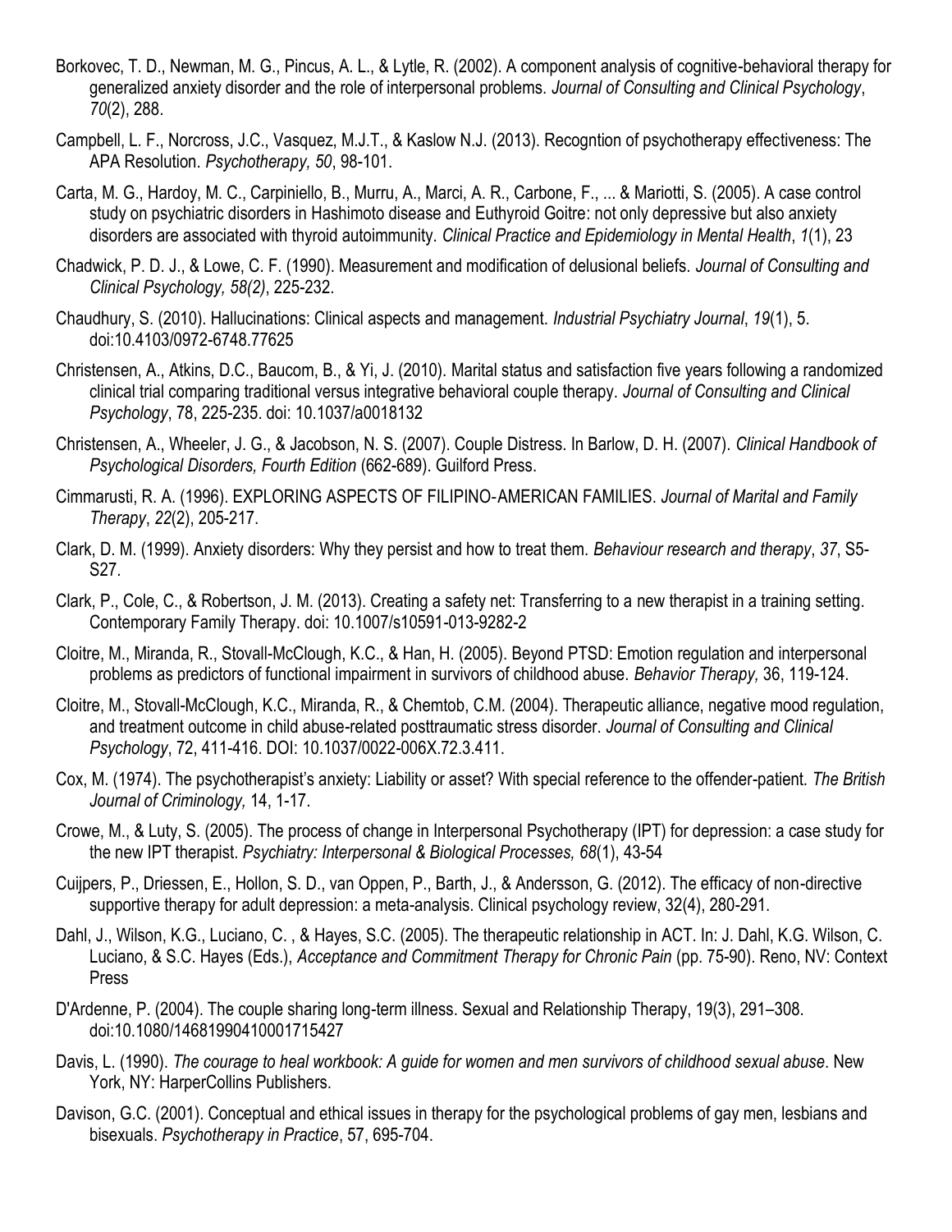Borkovec, T. D., Newman, M. G., Pincus, A. L., & Lytle, R. (2002). A component analysis of cognitive-behavioral therapy for generalized anxiety disorder and the role of interpersonal problems. *Journal of Consulting and Clinical Psychology*, *70*(2), 288.

Campbell, L. F., Norcross, J.C., Vasquez, M.J.T., & Kaslow N.J. (2013). Recogntion of psychotherapy effectiveness: The APA Resolution. *Psychotherapy, 50*, 98-101.

Carta, M. G., Hardoy, M. C., Carpiniello, B., Murru, A., Marci, A. R., Carbone, F., ... & Mariotti, S. (2005). A case control study on psychiatric disorders in Hashimoto disease and Euthyroid Goitre: not only depressive but also anxiety disorders are associated with thyroid autoimmunity. *Clinical Practice and Epidemiology in Mental Health*, *1*(1), 23

Chadwick, P. D. J., & Lowe, C. F. (1990). Measurement and modification of delusional beliefs. *Journal of Consulting and Clinical Psychology, 58(2)*, 225-232.

Chaudhury, S. (2010). Hallucinations: Clinical aspects and management. *Industrial Psychiatry Journal*, *19*(1), 5. doi:10.4103/0972-6748.77625

Christensen, A., Atkins, D.C., Baucom, B., & Yi, J. (2010). Marital status and satisfaction five years following a randomized clinical trial comparing traditional versus integrative behavioral couple therapy. *Journal of Consulting and Clinical Psychology*, 78, 225-235. doi: 10.1037/a0018132

Christensen, A., Wheeler, J. G., & Jacobson, N. S. (2007). Couple Distress. In Barlow, D. H. (2007). *Clinical Handbook of Psychological Disorders, Fourth Edition* (662-689). Guilford Press.

Cimmarusti, R. A. (1996). EXPLORING ASPECTS OF FILIPINO-AMERICAN FAMILIES. *Journal of Marital and Family Therapy*, *22*(2), 205-217.

Clark, D. M. (1999). Anxiety disorders: Why they persist and how to treat them. *Behaviour research and therapy*, *37*, S5-S27.

Clark, P., Cole, C., & Robertson, J. M. (2013). Creating a safety net: Transferring to a new therapist in a training setting. Contemporary Family Therapy. doi: 10.1007/s10591-013-9282-2

Cloitre, M., Miranda, R., Stovall-McClough, K.C., & Han, H. (2005). Beyond PTSD: Emotion regulation and interpersonal problems as predictors of functional impairment in survivors of childhood abuse. *Behavior Therapy,* 36, 119-124.

Cloitre, M., Stovall-McClough, K.C., Miranda, R., & Chemtob, C.M. (2004). Therapeutic alliance, negative mood regulation, and treatment outcome in child abuse-related posttraumatic stress disorder. *Journal of Consulting and Clinical Psychology*, 72, 411-416. DOI: 10.1037/0022-006X.72.3.411.

Cox, M. (1974). The psychotherapist's anxiety: Liability or asset? With special reference to the offender-patient. *The British Journal of Criminology,* 14, 1-17.

Crowe, M., & Luty, S. (2005). The process of change in Interpersonal Psychotherapy (IPT) for depression: a case study for the new IPT therapist. *Psychiatry: Interpersonal & Biological Processes, 68*(1), 43-54

Cuijpers, P., Driessen, E., Hollon, S. D., van Oppen, P., Barth, J., & Andersson, G. (2012). The efficacy of non-directive supportive therapy for adult depression: a meta-analysis. Clinical psychology review, 32(4), 280-291.

Dahl, J., Wilson, K.G., Luciano, C. , & Hayes, S.C. (2005). The therapeutic relationship in ACT. In: J. Dahl, K.G. Wilson, C. Luciano, & S.C. Hayes (Eds.), *Acceptance and Commitment Therapy for Chronic Pain* (pp. 75-90). Reno, NV: Context Press

D'Ardenne, P. (2004). The couple sharing long-term illness. Sexual and Relationship Therapy, 19(3), 291–308. doi:10.1080/14681990410001715427

Davis, L. (1990). *The courage to heal workbook: A guide for women and men survivors of childhood sexual abuse*. New York, NY: HarperCollins Publishers.

Davison, G.C. (2001). Conceptual and ethical issues in therapy for the psychological problems of gay men, lesbians and bisexuals. *Psychotherapy in Practice*, 57, 695-704.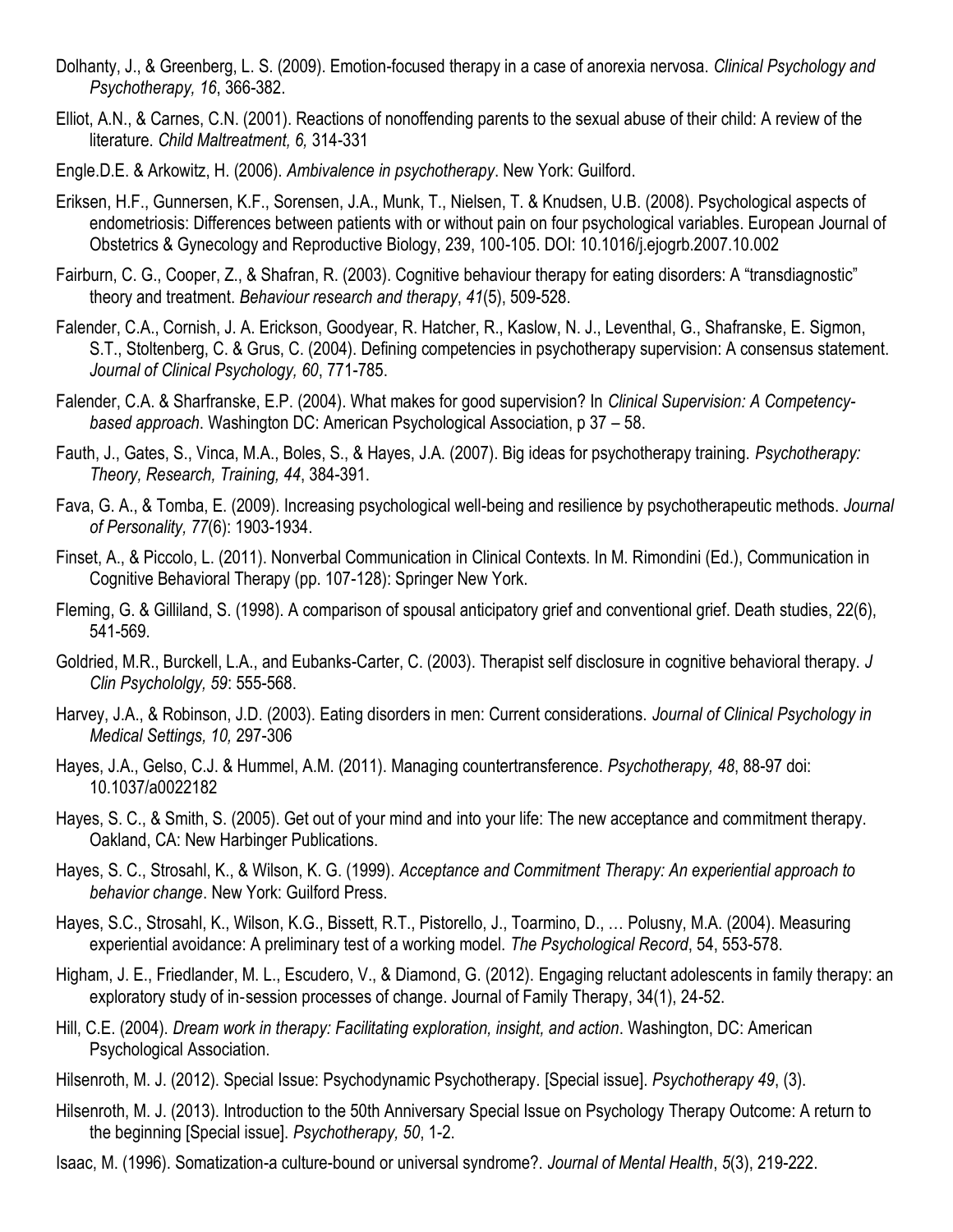Dolhanty, J., & Greenberg, L. S. (2009). Emotion-focused therapy in a case of anorexia nervosa. *Clinical Psychology and Psychotherapy, 16*, 366-382.

Elliot, A.N., & Carnes, C.N. (2001). Reactions of nonoffending parents to the sexual abuse of their child: A review of the literature. *Child Maltreatment, 6,* 314-331

Engle.D.E. & Arkowitz, H. (2006). *Ambivalence in psychotherapy*. New York: Guilford.

Eriksen, H.F., Gunnersen, K.F., Sorensen, J.A., Munk, T., Nielsen, T. & Knudsen, U.B. (2008). Psychological aspects of endometriosis: Differences between patients with or without pain on four psychological variables. European Journal of Obstetrics & Gynecology and Reproductive Biology, 239, 100-105. DOI: 10.1016/j.ejogrb.2007.10.002

Fairburn, C. G., Cooper, Z., & Shafran, R. (2003). Cognitive behaviour therapy for eating disorders: A "transdiagnostic" theory and treatment. *Behaviour research and therapy*, *41*(5), 509-528.

Falender, C.A., Cornish, J. A. Erickson, Goodyear, R. Hatcher, R., Kaslow, N. J., Leventhal, G., Shafranske, E. Sigmon, S.T., Stoltenberg, C. & Grus, C. (2004). Defining competencies in psychotherapy supervision: A consensus statement. *Journal of Clinical Psychology, 60*, 771-785.

Falender, C.A. & Sharfranske, E.P. (2004). What makes for good supervision? In *Clinical Supervision: A Competency-based approach*. Washington DC: American Psychological Association, p 37 – 58.

Fauth, J., Gates, S., Vinca, M.A., Boles, S., & Hayes, J.A. (2007). Big ideas for psychotherapy training. *Psychotherapy: Theory, Research, Training, 44*, 384-391.

Fava, G. A., & Tomba, E. (2009). Increasing psychological well-being and resilience by psychotherapeutic methods. *Journal of Personality, 77*(6): 1903-1934.

Finset, A., & Piccolo, L. (2011). Nonverbal Communication in Clinical Contexts. In M. Rimondini (Ed.), Communication in Cognitive Behavioral Therapy (pp. 107-128): Springer New York.

Fleming, G. & Gilliland, S. (1998). A comparison of spousal anticipatory grief and conventional grief. Death studies, 22(6), 541-569.

Goldried, M.R., Burckell, L.A., and Eubanks-Carter, C. (2003). Therapist self disclosure in cognitive behavioral therapy. *J Clin Psychololgy, 59*: 555-568.

Harvey, J.A., & Robinson, J.D. (2003). Eating disorders in men: Current considerations. *Journal of Clinical Psychology in Medical Settings, 10,* 297-306

Hayes, J.A., Gelso, C.J. & Hummel, A.M. (2011). Managing countertransference. *Psychotherapy, 48*, 88-97 doi: 10.1037/a0022182

Hayes, S. C., & Smith, S. (2005). Get out of your mind and into your life: The new acceptance and commitment therapy. Oakland, CA: New Harbinger Publications.

Hayes, S. C., Strosahl, K., & Wilson, K. G. (1999). *Acceptance and Commitment Therapy: An experiential approach to behavior change*. New York: Guilford Press.

Hayes, S.C., Strosahl, K., Wilson, K.G., Bissett, R.T., Pistorello, J., Toarmino, D., … Polusny, M.A. (2004). Measuring experiential avoidance: A preliminary test of a working model. *The Psychological Record*, 54, 553-578.

Higham, J. E., Friedlander, M. L., Escudero, V., & Diamond, G. (2012). Engaging reluctant adolescents in family therapy: an exploratory study of in-session processes of change. Journal of Family Therapy, 34(1), 24-52.

Hill, C.E. (2004). *Dream work in therapy: Facilitating exploration, insight, and action*. Washington, DC: American Psychological Association.

Hilsenroth, M. J. (2012). Special Issue: Psychodynamic Psychotherapy. [Special issue]. *Psychotherapy 49*, (3).

Hilsenroth, M. J. (2013). Introduction to the 50th Anniversary Special Issue on Psychology Therapy Outcome: A return to the beginning [Special issue]. *Psychotherapy, 50*, 1-2.

Isaac, M. (1996). Somatization-a culture-bound or universal syndrome?. *Journal of Mental Health*, *5*(3), 219-222.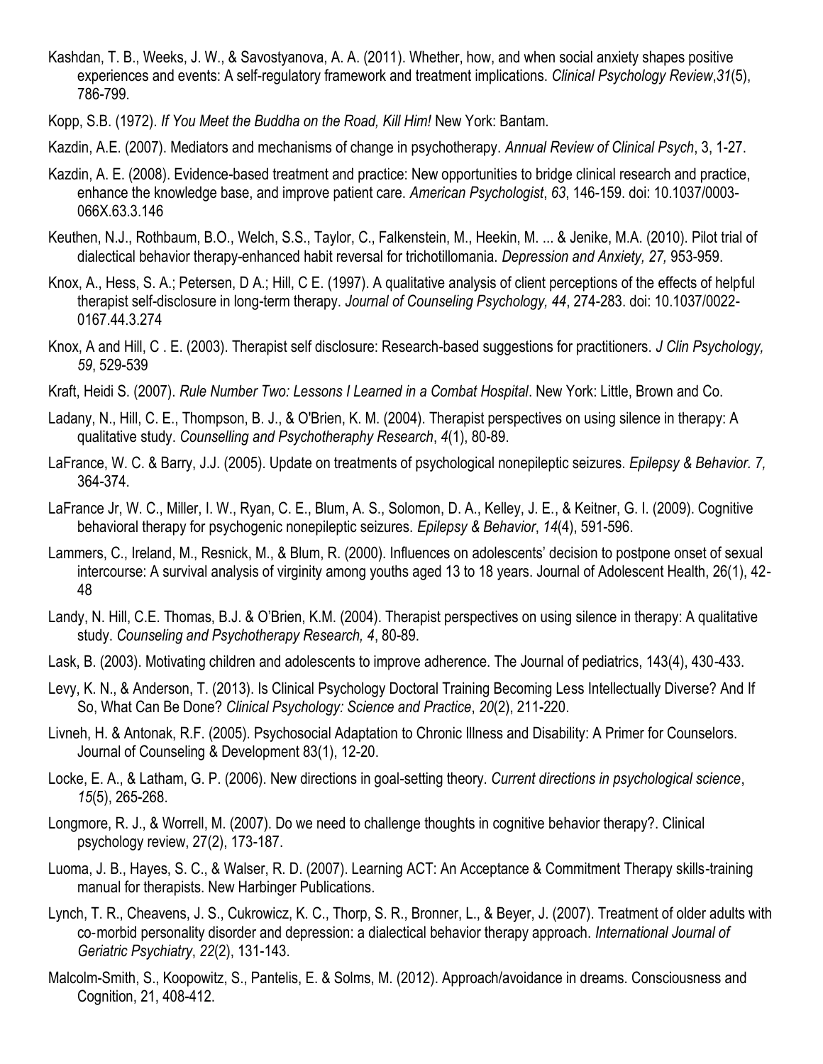Kashdan, T. B., Weeks, J. W., & Savostyanova, A. A. (2011). Whether, how, and when social anxiety shapes positive experiences and events: A self-regulatory framework and treatment implications. *Clinical Psychology Review*, *31*(5), 786-799.

Kopp, S.B. (1972). *If You Meet the Buddha on the Road, Kill Him!* New York: Bantam.

Kazdin, A.E. (2007). Mediators and mechanisms of change in psychotherapy. *Annual Review of Clinical Psych*, 3, 1-27.

Kazdin, A. E. (2008). Evidence-based treatment and practice: New opportunities to bridge clinical research and practice, enhance the knowledge base, and improve patient care. *American Psychologist*, *63*, 146-159. doi: 10.1037/0003-066X.63.3.146

Keuthen, N.J., Rothbaum, B.O., Welch, S.S., Taylor, C., Falkenstein, M., Heekin, M. ... & Jenike, M.A. (2010). Pilot trial of dialectical behavior therapy-enhanced habit reversal for trichotillomania. *Depression and Anxiety, 27,* 953-959.

Knox, A., Hess, S. A.; Petersen, D A.; Hill, C E. (1997). A qualitative analysis of client perceptions of the effects of helpful therapist self-disclosure in long-term therapy. *Journal of Counseling Psychology, 44*, 274-283. doi: 10.1037/0022-0167.44.3.274

Knox, A and Hill, C . E. (2003). Therapist self disclosure: Research-based suggestions for practitioners. *J Clin Psychology, 59*, 529-539

Kraft, Heidi S. (2007). *Rule Number Two: Lessons I Learned in a Combat Hospital*. New York: Little, Brown and Co.

Ladany, N., Hill, C. E., Thompson, B. J., & O'Brien, K. M. (2004). Therapist perspectives on using silence in therapy: A qualitative study. *Counselling and Psychotheraphy Research*, *4*(1), 80-89.

LaFrance, W. C. & Barry, J.J. (2005). Update on treatments of psychological nonepileptic seizures. *Epilepsy & Behavior. 7,* 364-374.

LaFrance Jr, W. C., Miller, I. W., Ryan, C. E., Blum, A. S., Solomon, D. A., Kelley, J. E., & Keitner, G. I. (2009). Cognitive behavioral therapy for psychogenic nonepileptic seizures. *Epilepsy & Behavior*, *14*(4), 591-596.

Lammers, C., Ireland, M., Resnick, M., & Blum, R. (2000). Influences on adolescents' decision to postpone onset of sexual intercourse: A survival analysis of virginity among youths aged 13 to 18 years. Journal of Adolescent Health, 26(1), 42-48

Landy, N. Hill, C.E. Thomas, B.J. & O'Brien, K.M. (2004). Therapist perspectives on using silence in therapy: A qualitative study. *Counseling and Psychotherapy Research, 4*, 80-89.

Lask, B. (2003). Motivating children and adolescents to improve adherence. The Journal of pediatrics, 143(4), 430-433.

Levy, K. N., & Anderson, T. (2013). Is Clinical Psychology Doctoral Training Becoming Less Intellectually Diverse? And If So, What Can Be Done? *Clinical Psychology: Science and Practice*, *20*(2), 211-220.

Livneh, H. & Antonak, R.F. (2005). Psychosocial Adaptation to Chronic Illness and Disability: A Primer for Counselors. Journal of Counseling & Development 83(1), 12-20.

Locke, E. A., & Latham, G. P. (2006). New directions in goal-setting theory. *Current directions in psychological science*, *15*(5), 265-268.

Longmore, R. J., & Worrell, M. (2007). Do we need to challenge thoughts in cognitive behavior therapy?. Clinical psychology review, 27(2), 173-187.

Luoma, J. B., Hayes, S. C., & Walser, R. D. (2007). Learning ACT: An Acceptance & Commitment Therapy skills-training manual for therapists. New Harbinger Publications.

Lynch, T. R., Cheavens, J. S., Cukrowicz, K. C., Thorp, S. R., Bronner, L., & Beyer, J. (2007). Treatment of older adults with co-morbid personality disorder and depression: a dialectical behavior therapy approach. *International Journal of Geriatric Psychiatry*, *22*(2), 131-143.

Malcolm-Smith, S., Koopowitz, S., Pantelis, E. & Solms, M. (2012). Approach/avoidance in dreams. Consciousness and Cognition, 21, 408-412.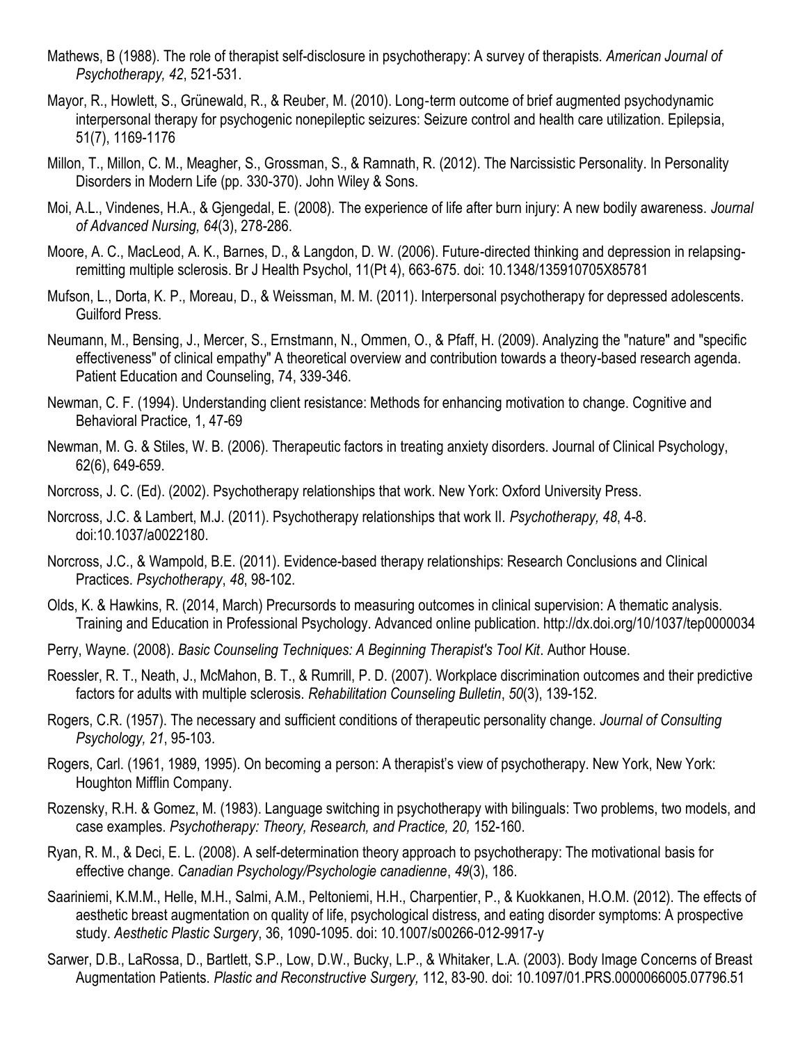Mathews, B (1988). The role of therapist self-disclosure in psychotherapy: A survey of therapists. *American Journal of Psychotherapy, 42*, 521-531.

Mayor, R., Howlett, S., Grünewald, R., & Reuber, M. (2010). Long-term outcome of brief augmented psychodynamic interpersonal therapy for psychogenic nonepileptic seizures: Seizure control and health care utilization. Epilepsia, 51(7), 1169-1176

Millon, T., Millon, C. M., Meagher, S., Grossman, S., & Ramnath, R. (2012). The Narcissistic Personality. In Personality Disorders in Modern Life (pp. 330-370). John Wiley & Sons.

Moi, A.L., Vindenes, H.A., & Gjengedal, E. (2008). The experience of life after burn injury: A new bodily awareness. *Journal of Advanced Nursing, 64*(3), 278-286.

Moore, A. C., MacLeod, A. K., Barnes, D., & Langdon, D. W. (2006). Future-directed thinking and depression in relapsing-remitting multiple sclerosis. Br J Health Psychol, 11(Pt 4), 663-675. doi: 10.1348/135910705X85781

Mufson, L., Dorta, K. P., Moreau, D., & Weissman, M. M. (2011). Interpersonal psychotherapy for depressed adolescents. Guilford Press.

Neumann, M., Bensing, J., Mercer, S., Ernstmann, N., Ommen, O., & Pfaff, H. (2009). Analyzing the "nature" and "specific effectiveness" of clinical empathy" A theoretical overview and contribution towards a theory-based research agenda. Patient Education and Counseling, 74, 339-346.

Newman, C. F. (1994). Understanding client resistance: Methods for enhancing motivation to change. Cognitive and Behavioral Practice, 1, 47-69

Newman, M. G. & Stiles, W. B. (2006). Therapeutic factors in treating anxiety disorders. Journal of Clinical Psychology, 62(6), 649-659.

Norcross, J. C. (Ed). (2002). Psychotherapy relationships that work. New York: Oxford University Press.

Norcross, J.C. & Lambert, M.J. (2011). Psychotherapy relationships that work II. *Psychotherapy, 48*, 4-8. doi:10.1037/a0022180.

Norcross, J.C., & Wampold, B.E. (2011). Evidence-based therapy relationships: Research Conclusions and Clinical Practices. *Psychotherapy*, *48*, 98-102.

Olds, K. & Hawkins, R. (2014, March) Precursords to measuring outcomes in clinical supervision: A thematic analysis. Training and Education in Professional Psychology. Advanced online publication. http://dx.doi.org/10/1037/tep0000034

Perry, Wayne. (2008). *Basic Counseling Techniques: A Beginning Therapist's Tool Kit*. Author House.

Roessler, R. T., Neath, J., McMahon, B. T., & Rumrill, P. D. (2007). Workplace discrimination outcomes and their predictive factors for adults with multiple sclerosis. *Rehabilitation Counseling Bulletin*, *50*(3), 139-152.

Rogers, C.R. (1957). The necessary and sufficient conditions of therapeutic personality change. *Journal of Consulting Psychology, 21*, 95-103.

Rogers, Carl. (1961, 1989, 1995). On becoming a person: A therapist's view of psychotherapy. New York, New York: Houghton Mifflin Company.

Rozensky, R.H. & Gomez, M. (1983). Language switching in psychotherapy with bilinguals: Two problems, two models, and case examples. *Psychotherapy: Theory, Research, and Practice, 20,* 152-160.

Ryan, R. M., & Deci, E. L. (2008). A self-determination theory approach to psychotherapy: The motivational basis for effective change. *Canadian Psychology/Psychologie canadienne*, *49*(3), 186.

Saariniemi, K.M.M., Helle, M.H., Salmi, A.M., Peltoniemi, H.H., Charpentier, P., & Kuokkanen, H.O.M. (2012). The effects of aesthetic breast augmentation on quality of life, psychological distress, and eating disorder symptoms: A prospective study. *Aesthetic Plastic Surgery*, 36, 1090-1095. doi: 10.1007/s00266-012-9917-y

Sarwer, D.B., LaRossa, D., Bartlett, S.P., Low, D.W., Bucky, L.P., & Whitaker, L.A. (2003). Body Image Concerns of Breast Augmentation Patients. *Plastic and Reconstructive Surgery,* 112, 83-90. doi: 10.1097/01.PRS.0000066005.07796.51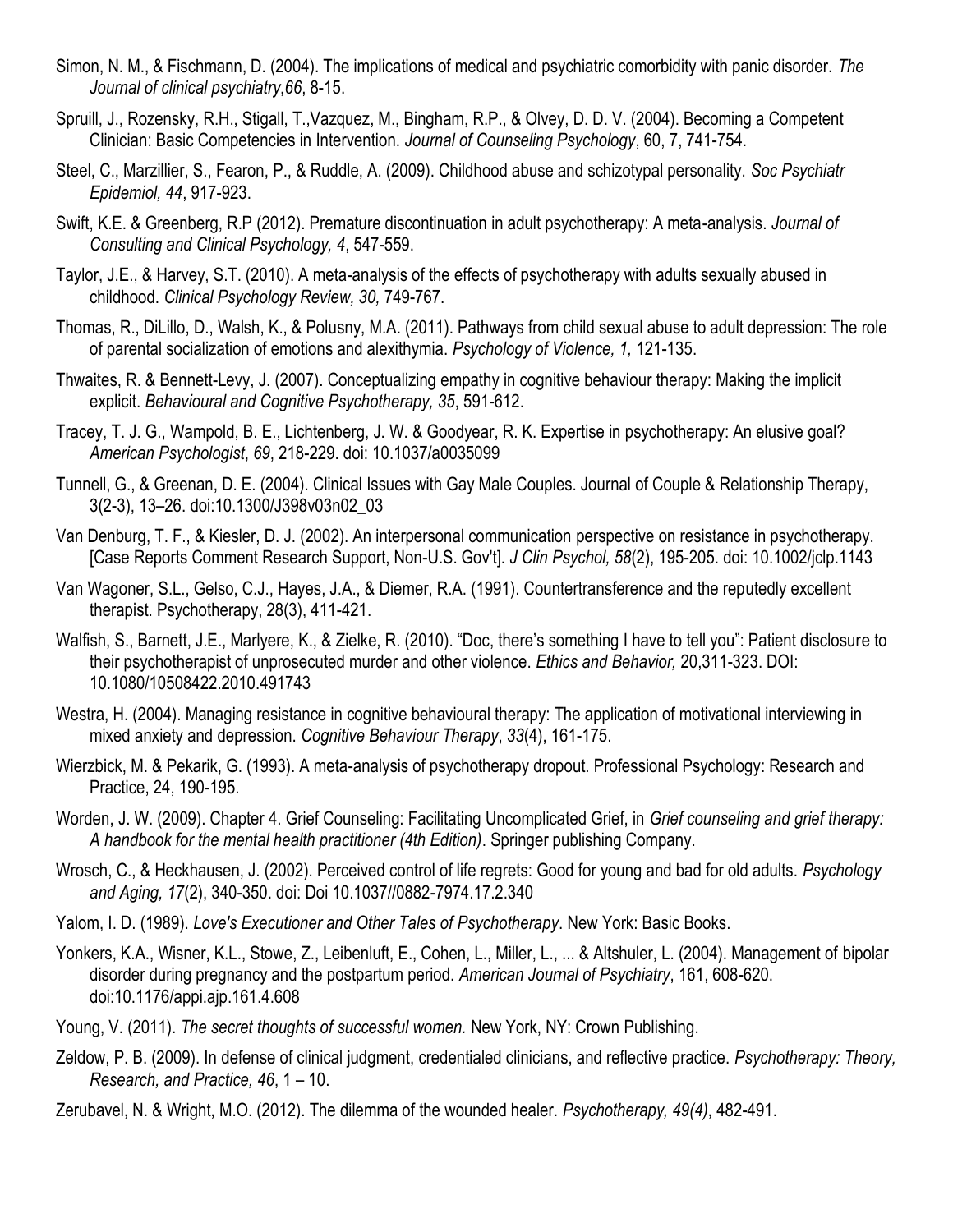Simon, N. M., & Fischmann, D. (2004). The implications of medical and psychiatric comorbidity with panic disorder. *The Journal of clinical psychiatry*,*66*, 8-15.

Spruill, J., Rozensky, R.H., Stigall, T.,Vazquez, M., Bingham, R.P., & Olvey, D. D. V. (2004). Becoming a Competent Clinician: Basic Competencies in Intervention. *Journal of Counseling Psychology*, 60, 7, 741-754.

Steel, C., Marzillier, S., Fearon, P., & Ruddle, A. (2009). Childhood abuse and schizotypal personality. *Soc Psychiatr Epidemiol, 44*, 917-923.

Swift, K.E. & Greenberg, R.P (2012). Premature discontinuation in adult psychotherapy: A meta-analysis. *Journal of Consulting and Clinical Psychology, 4*, 547-559.

Taylor, J.E., & Harvey, S.T. (2010). A meta-analysis of the effects of psychotherapy with adults sexually abused in childhood. *Clinical Psychology Review, 30,* 749-767.

Thomas, R., DiLillo, D., Walsh, K., & Polusny, M.A. (2011). Pathways from child sexual abuse to adult depression: The role of parental socialization of emotions and alexithymia. *Psychology of Violence, 1,* 121-135.

Thwaites, R. & Bennett-Levy, J. (2007). Conceptualizing empathy in cognitive behaviour therapy: Making the implicit explicit. *Behavioural and Cognitive Psychotherapy, 35*, 591-612.

Tracey, T. J. G., Wampold, B. E., Lichtenberg, J. W. & Goodyear, R. K. Expertise in psychotherapy: An elusive goal? *American Psychologist*, *69*, 218-229. doi: 10.1037/a0035099

Tunnell, G., & Greenan, D. E. (2004). Clinical Issues with Gay Male Couples. Journal of Couple & Relationship Therapy, 3(2-3), 13–26. doi:10.1300/J398v03n02_03

Van Denburg, T. F., & Kiesler, D. J. (2002). An interpersonal communication perspective on resistance in psychotherapy. [Case Reports Comment Research Support, Non-U.S. Gov't]. *J Clin Psychol, 58*(2), 195-205. doi: 10.1002/jclp.1143

Van Wagoner, S.L., Gelso, C.J., Hayes, J.A., & Diemer, R.A. (1991). Countertransference and the reputedly excellent therapist. Psychotherapy, 28(3), 411-421.

Walfish, S., Barnett, J.E., Marlyere, K., & Zielke, R. (2010). "Doc, there's something I have to tell you": Patient disclosure to their psychotherapist of unprosecuted murder and other violence. *Ethics and Behavior,* 20,311-323. DOI: 10.1080/10508422.2010.491743

Westra, H. (2004). Managing resistance in cognitive behavioural therapy: The application of motivational interviewing in mixed anxiety and depression. *Cognitive Behaviour Therapy*, *33*(4), 161-175.

Wierzbick, M. & Pekarik, G. (1993). A meta-analysis of psychotherapy dropout. Professional Psychology: Research and Practice, 24, 190-195.

Worden, J. W. (2009). Chapter 4. Grief Counseling: Facilitating Uncomplicated Grief, in *Grief counseling and grief therapy: A handbook for the mental health practitioner (4th Edition)*. Springer publishing Company.

Wrosch, C., & Heckhausen, J. (2002). Perceived control of life regrets: Good for young and bad for old adults. *Psychology and Aging, 17*(2), 340-350. doi: Doi 10.1037//0882-7974.17.2.340

Yalom, I. D. (1989). *Love's Executioner and Other Tales of Psychotherapy*. New York: Basic Books.

Yonkers, K.A., Wisner, K.L., Stowe, Z., Leibenluft, E., Cohen, L., Miller, L., ... & Altshuler, L. (2004). Management of bipolar disorder during pregnancy and the postpartum period. *American Journal of Psychiatry*, 161, 608-620. doi:10.1176/appi.ajp.161.4.608

Young, V. (2011). *The secret thoughts of successful women.* New York, NY: Crown Publishing.

Zeldow, P. B. (2009). In defense of clinical judgment, credentialed clinicians, and reflective practice. *Psychotherapy: Theory, Research, and Practice, 46*, 1 – 10.

Zerubavel, N. & Wright, M.O. (2012). The dilemma of the wounded healer. *Psychotherapy, 49(4)*, 482-491.